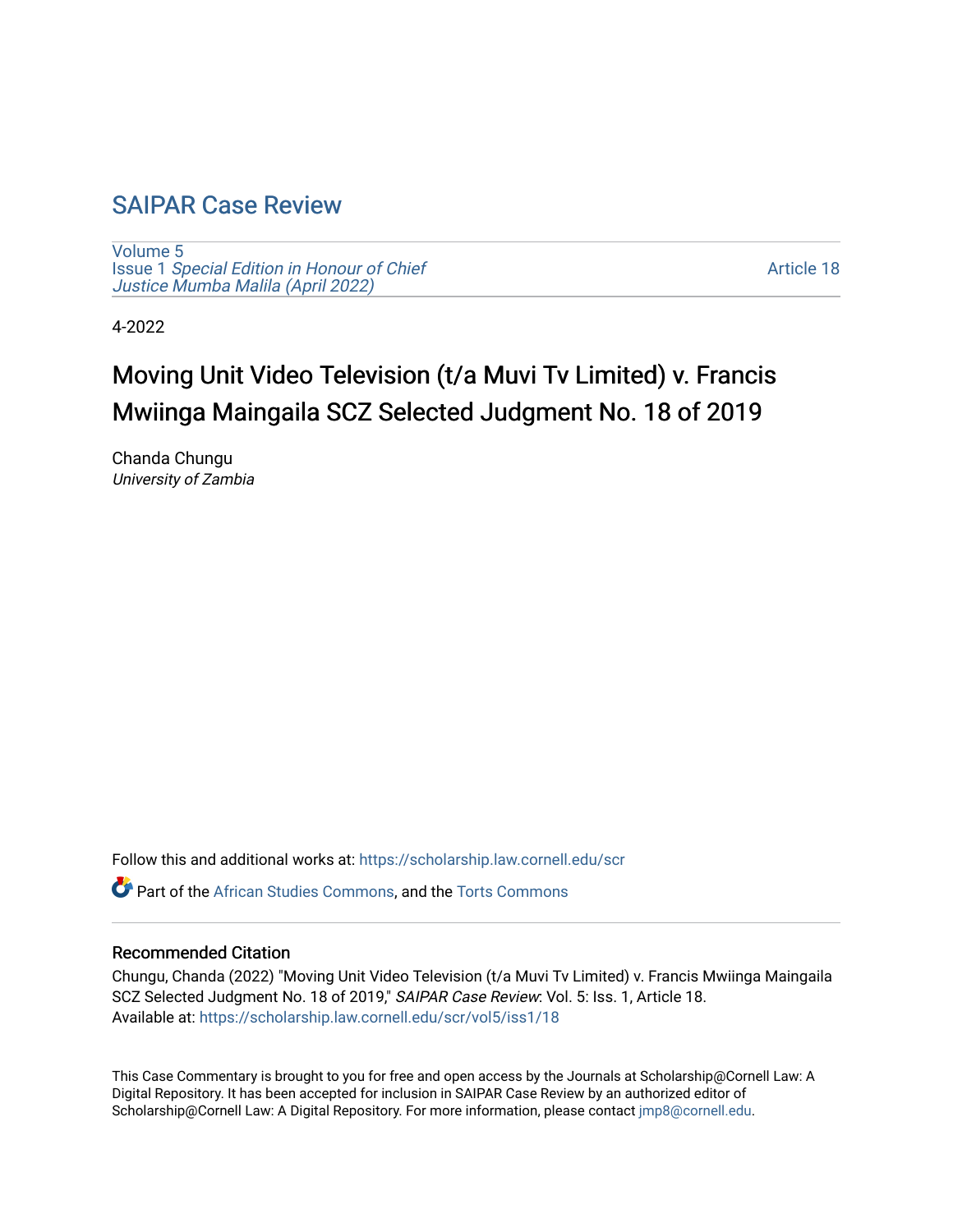# SAIPAR Case Review

Volume 5
Issue 1 *Special Edition in Honour of Chief Justice Mumba Malila (April 2022)*

Article 18

4-2022

## Moving Unit Video Television (t/a Muvi Tv Limited) v. Francis Mwiinga Maingaila SCZ Selected Judgment No. 18 of 2019

Chanda Chungu
*University of Zambia*

Follow this and additional works at: https://scholarship.law.cornell.edu/scr

Part of the African Studies Commons, and the Torts Commons

### Recommended Citation

Chungu, Chanda (2022) "Moving Unit Video Television (t/a Muvi Tv Limited) v. Francis Mwiinga Maingaila SCZ Selected Judgment No. 18 of 2019," *SAIPAR Case Review*: Vol. 5: Iss. 1, Article 18.
Available at: https://scholarship.law.cornell.edu/scr/vol5/iss1/18

This Case Commentary is brought to you for free and open access by the Journals at Scholarship@Cornell Law: A Digital Repository. It has been accepted for inclusion in SAIPAR Case Review by an authorized editor of Scholarship@Cornell Law: A Digital Repository. For more information, please contact jmp8@cornell.edu.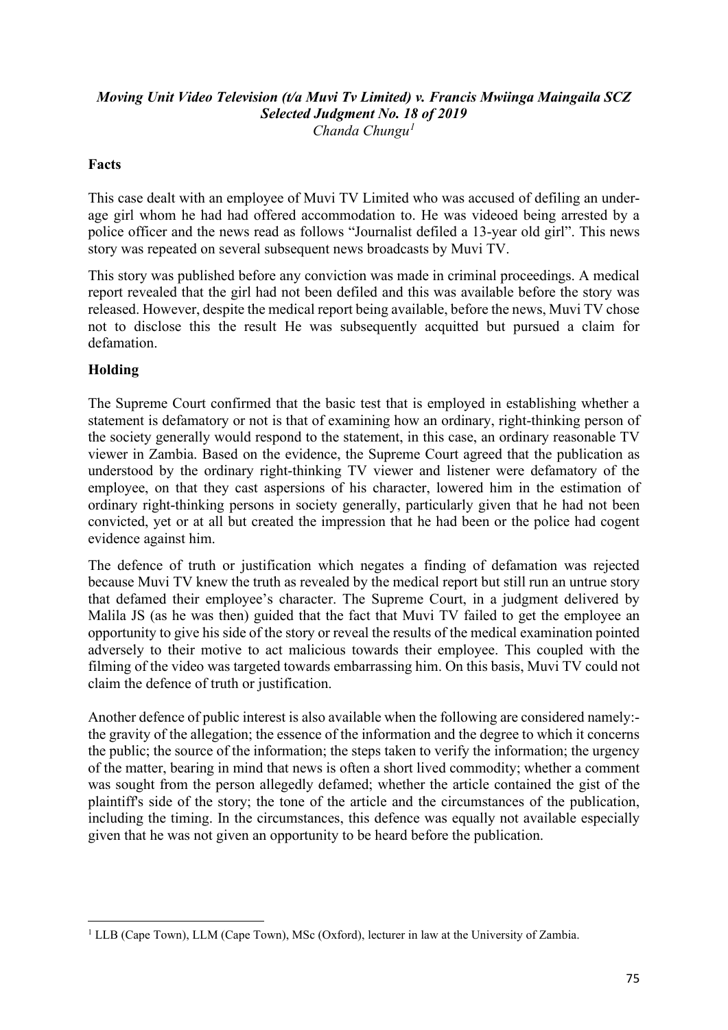***Moving Unit Video Television (t/a Muvi Tv Limited) v. Francis Mwiinga Maingaila SCZ Selected Judgment No. 18 of 2019***

*Chanda Chungu*[1]

**Facts**

This case dealt with an employee of Muvi TV Limited who was accused of defiling an under-age girl whom he had had offered accommodation to. He was videoed being arrested by a police officer and the news read as follows "Journalist defiled a 13-year old girl". This news story was repeated on several subsequent news broadcasts by Muvi TV.

This story was published before any conviction was made in criminal proceedings. A medical report revealed that the girl had not been defiled and this was available before the story was released. However, despite the medical report being available, before the news, Muvi TV chose not to disclose this the result He was subsequently acquitted but pursued a claim for defamation.

**Holding**

The Supreme Court confirmed that the basic test that is employed in establishing whether a statement is defamatory or not is that of examining how an ordinary, right-thinking person of the society generally would respond to the statement, in this case, an ordinary reasonable TV viewer in Zambia. Based on the evidence, the Supreme Court agreed that the publication as understood by the ordinary right-thinking TV viewer and listener were defamatory of the employee, on that they cast aspersions of his character, lowered him in the estimation of ordinary right-thinking persons in society generally, particularly given that he had not been convicted, yet or at all but created the impression that he had been or the police had cogent evidence against him.

The defence of truth or justification which negates a finding of defamation was rejected because Muvi TV knew the truth as revealed by the medical report but still run an untrue story that defamed their employee's character. The Supreme Court, in a judgment delivered by Malila JS (as he was then) guided that the fact that Muvi TV failed to get the employee an opportunity to give his side of the story or reveal the results of the medical examination pointed adversely to their motive to act malicious towards their employee. This coupled with the filming of the video was targeted towards embarrassing him. On this basis, Muvi TV could not claim the defence of truth or justification.

Another defence of public interest is also available when the following are considered namely:- the gravity of the allegation; the essence of the information and the degree to which it concerns the public; the source of the information; the steps taken to verify the information; the urgency of the matter, bearing in mind that news is often a short lived commodity; whether a comment was sought from the person allegedly defamed; whether the article contained the gist of the plaintiff's side of the story; the tone of the article and the circumstances of the publication, including the timing. In the circumstances, this defence was equally not available especially given that he was not given an opportunity to be heard before the publication.

---

[1] LLB (Cape Town), LLM (Cape Town), MSc (Oxford), lecturer in law at the University of Zambia.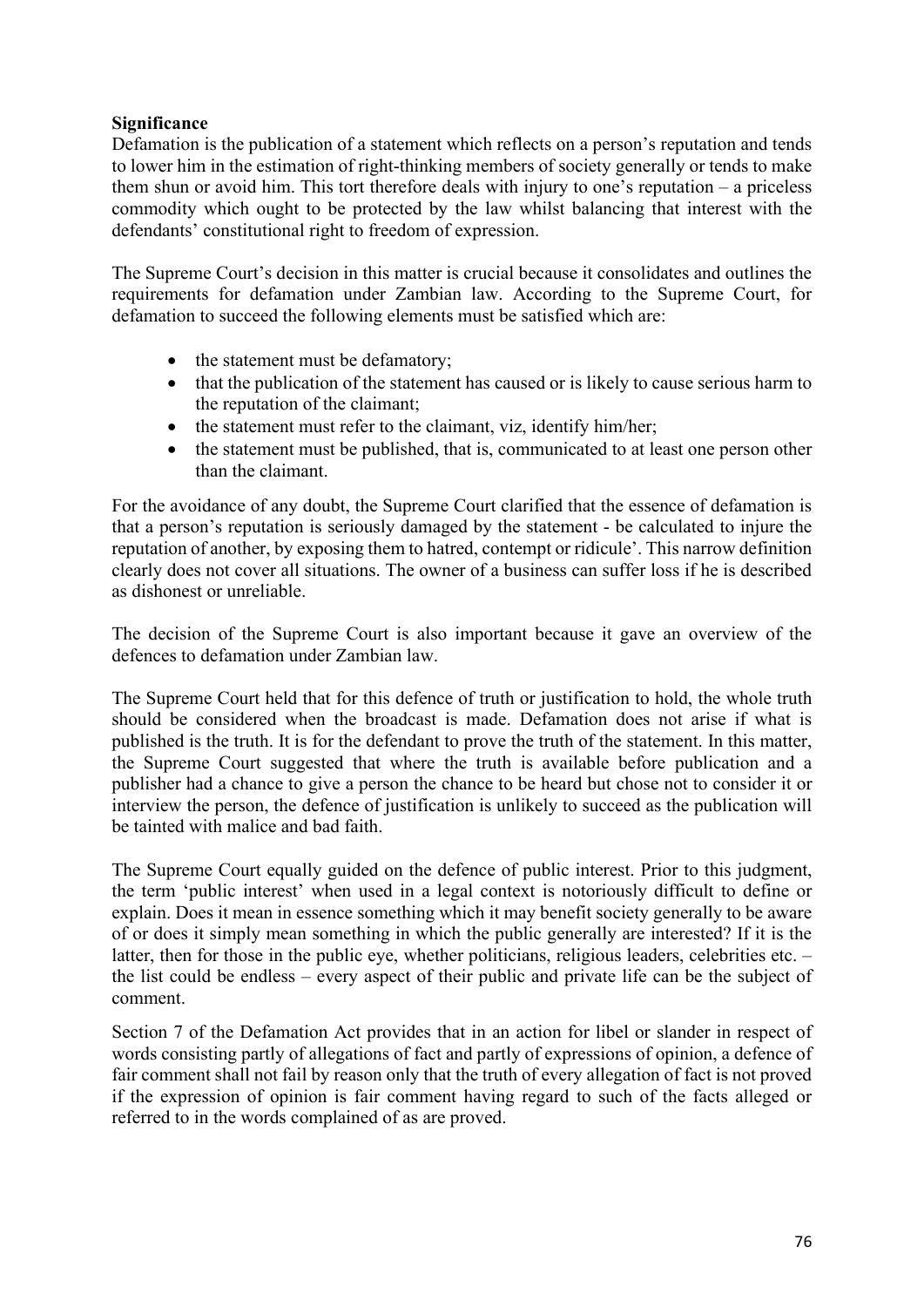**Significance**

Defamation is the publication of a statement which reflects on a person's reputation and tends to lower him in the estimation of right-thinking members of society generally or tends to make them shun or avoid him. This tort therefore deals with injury to one's reputation – a priceless commodity which ought to be protected by the law whilst balancing that interest with the defendants' constitutional right to freedom of expression.

The Supreme Court's decision in this matter is crucial because it consolidates and outlines the requirements for defamation under Zambian law. According to the Supreme Court, for defamation to succeed the following elements must be satisfied which are:

- the statement must be defamatory;
- that the publication of the statement has caused or is likely to cause serious harm to the reputation of the claimant;
- the statement must refer to the claimant, viz, identify him/her;
- the statement must be published, that is, communicated to at least one person other than the claimant.

For the avoidance of any doubt, the Supreme Court clarified that the essence of defamation is that a person's reputation is seriously damaged by the statement - be calculated to injure the reputation of another, by exposing them to hatred, contempt or ridicule'. This narrow definition clearly does not cover all situations. The owner of a business can suffer loss if he is described as dishonest or unreliable.

The decision of the Supreme Court is also important because it gave an overview of the defences to defamation under Zambian law.

The Supreme Court held that for this defence of truth or justification to hold, the whole truth should be considered when the broadcast is made. Defamation does not arise if what is published is the truth. It is for the defendant to prove the truth of the statement. In this matter, the Supreme Court suggested that where the truth is available before publication and a publisher had a chance to give a person the chance to be heard but chose not to consider it or interview the person, the defence of justification is unlikely to succeed as the publication will be tainted with malice and bad faith.

The Supreme Court equally guided on the defence of public interest. Prior to this judgment, the term 'public interest' when used in a legal context is notoriously difficult to define or explain. Does it mean in essence something which it may benefit society generally to be aware of or does it simply mean something in which the public generally are interested? If it is the latter, then for those in the public eye, whether politicians, religious leaders, celebrities etc. – the list could be endless – every aspect of their public and private life can be the subject of comment.

Section 7 of the Defamation Act provides that in an action for libel or slander in respect of words consisting partly of allegations of fact and partly of expressions of opinion, a defence of fair comment shall not fail by reason only that the truth of every allegation of fact is not proved if the expression of opinion is fair comment having regard to such of the facts alleged or referred to in the words complained of as are proved.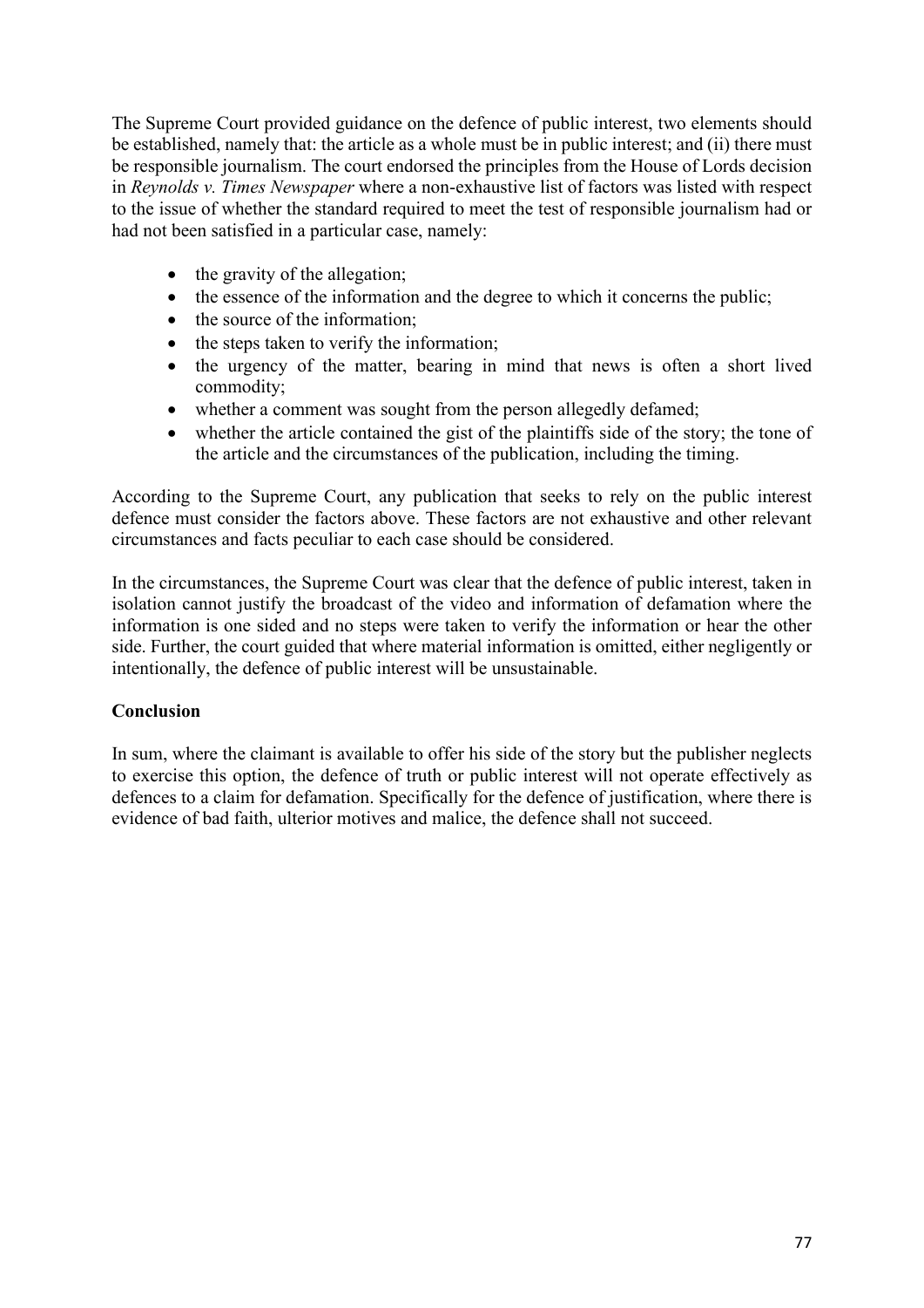The Supreme Court provided guidance on the defence of public interest, two elements should be established, namely that: the article as a whole must be in public interest; and (ii) there must be responsible journalism. The court endorsed the principles from the House of Lords decision in *Reynolds v. Times Newspaper* where a non-exhaustive list of factors was listed with respect to the issue of whether the standard required to meet the test of responsible journalism had or had not been satisfied in a particular case, namely:

- the gravity of the allegation;
- the essence of the information and the degree to which it concerns the public;
- the source of the information;
- the steps taken to verify the information;
- the urgency of the matter, bearing in mind that news is often a short lived commodity;
- whether a comment was sought from the person allegedly defamed;
- whether the article contained the gist of the plaintiffs side of the story; the tone of the article and the circumstances of the publication, including the timing.

According to the Supreme Court, any publication that seeks to rely on the public interest defence must consider the factors above. These factors are not exhaustive and other relevant circumstances and facts peculiar to each case should be considered.

In the circumstances, the Supreme Court was clear that the defence of public interest, taken in isolation cannot justify the broadcast of the video and information of defamation where the information is one sided and no steps were taken to verify the information or hear the other side. Further, the court guided that where material information is omitted, either negligently or intentionally, the defence of public interest will be unsustainable.

**Conclusion**

In sum, where the claimant is available to offer his side of the story but the publisher neglects to exercise this option, the defence of truth or public interest will not operate effectively as defences to a claim for defamation. Specifically for the defence of justification, where there is evidence of bad faith, ulterior motives and malice, the defence shall not succeed.